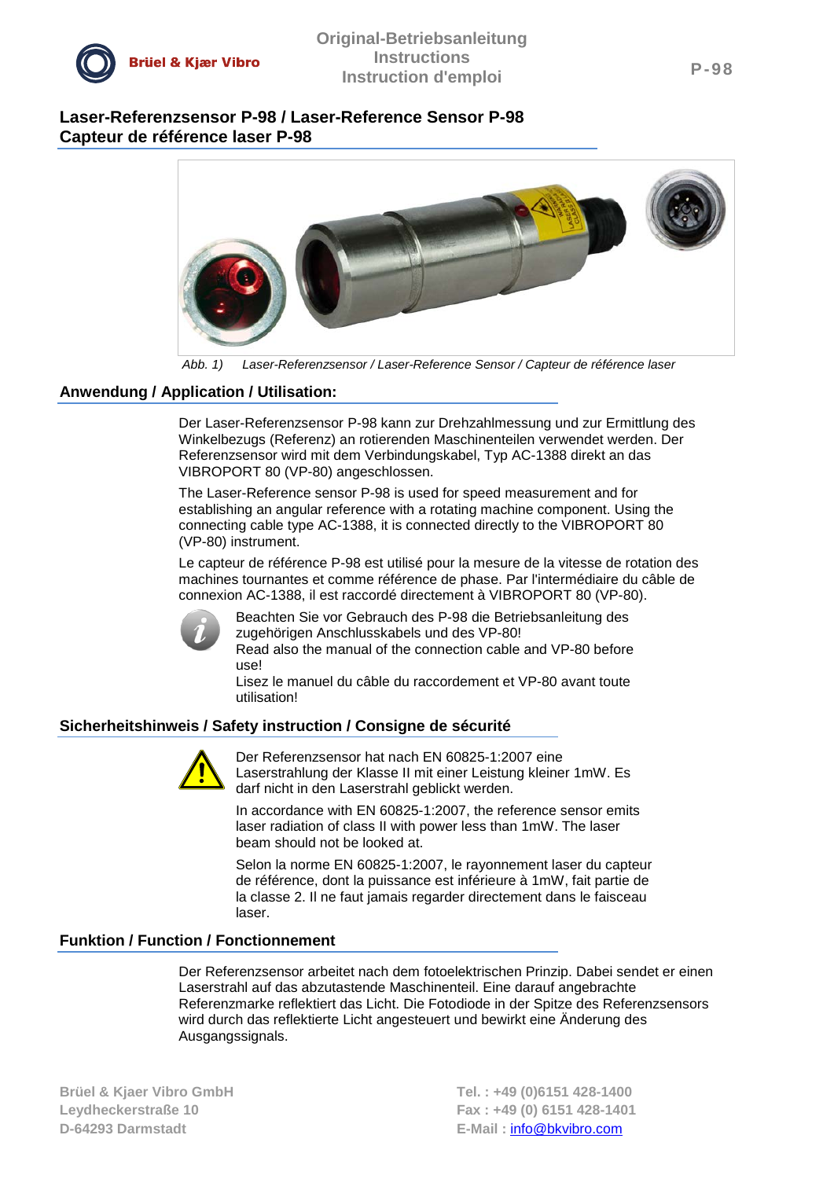# Laser-Referenzsensor P-98 / Laser-Reference Sensor P-98 Capteur de référence laser P-98

*Abb. 1) Laser-Referenzsensor / Laser-Reference Sensor / Capteur de référence laser*

## Anwendung / Application / Utilisation:

Der Laser-Referenzsensor P-98 kann zur Drehzahlmessung und zur Ermittlung des Winkelbezugs (Referenz) an rotierenden Maschinenteilen verwendet werden. Der Referenzsensor wird mit dem Verbindungskabel, Typ AC-1388 direkt an das VIBROPORT 80 (VP-80) angeschlossen.

The Laser-Reference sensor P-98 is used for speed measurement and for establishing an angular reference with a rotating machine component. Using the connecting cable type AC-1388, it is connected directly to the VIBROPORT 80 (VP-80) instrument.

Le capteur de référence P-98 est utilisé pour la mesure de la vitesse de rotation des machines tournantes et comme référence de phase. Par l'intermédiaire du câble de connexion AC-1388, il est raccordé directement à VIBROPORT 80 (VP-80).

Beachten Sie vor Gebrauch des P-98 die Betriebsanleitung des zugehörigen Anschlusskabels und des VP-80!
Read also the manual of the connection cable and VP-80 before use!
Lisez le manuel du câble du raccordement et VP-80 avant toute utilisation!

## Sicherheitshinweis / Safety instruction / Consigne de sécurité

Der Referenzsensor hat nach EN 60825-1:2007 eine Laserstrahlung der Klasse II mit einer Leistung kleiner 1mW. Es darf nicht in den Laserstrahl geblickt werden.

In accordance with EN 60825-1:2007, the reference sensor emits laser radiation of class II with power less than 1mW. The laser beam should not be looked at.

Selon la norme EN 60825-1:2007, le rayonnement laser du capteur de référence, dont la puissance est inférieure à 1mW, fait partie de la classe 2. Il ne faut jamais regarder directement dans le faisceau laser.

## Funktion / Function / Fonctionnement

Der Referenzsensor arbeitet nach dem fotoelektrischen Prinzip. Dabei sendet er einen Laserstrahl auf das abzutastende Maschinenteil. Eine darauf angebrachte Referenzmarke reflektiert das Licht. Die Fotodiode in der Spitze des Referenzsensors wird durch das reflektierte Licht angesteuert und bewirkt eine Änderung des Ausgangssignals.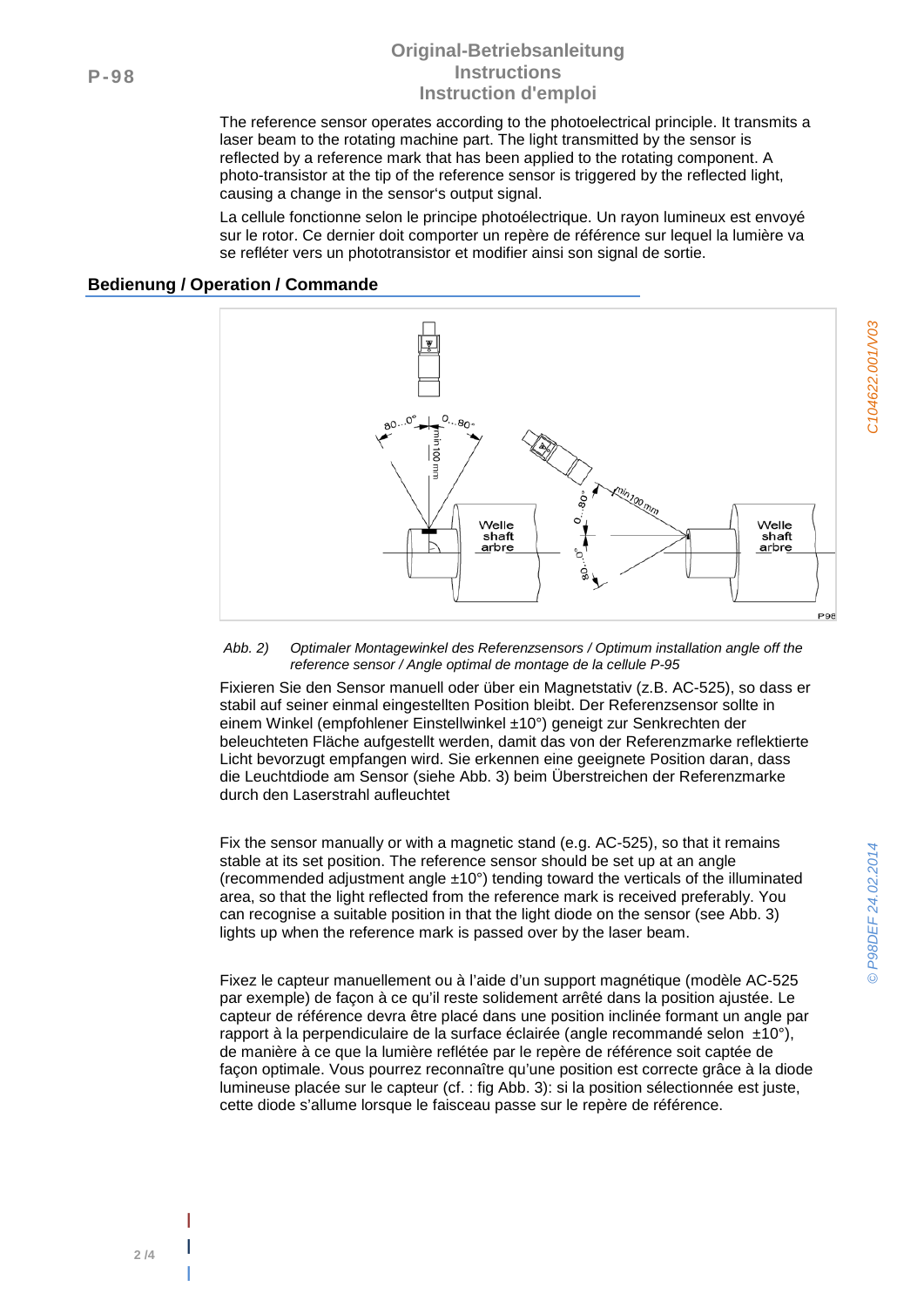The reference sensor operates according to the photoelectrical principle. It transmits a laser beam to the rotating machine part. The light transmitted by the sensor is reflected by a reference mark that has been applied to the rotating component. A photo-transistor at the tip of the reference sensor is triggered by the reflected light, causing a change in the sensor's output signal.

La cellule fonctionne selon le principe photoélectrique. Un rayon lumineux est envoyé sur le rotor. Ce dernier doit comporter un repère de référence sur lequel la lumière va se refléter vers un phototransistor et modifier ainsi son signal de sortie.

## Bedienung / Operation / Commande

*Abb. 2) Optimaler Montagewinkel des Referenzsensors / Optimum installation angle off the reference sensor / Angle optimal de montage de la cellule P-95*

Fixieren Sie den Sensor manuell oder über ein Magnetstativ (z.B. AC-525), so dass er stabil auf seiner einmal eingestellten Position bleibt. Der Referenzsensor sollte in einem Winkel (empfohlener Einstellwinkel ±10°) geneigt zur Senkrechten der beleuchteten Fläche aufgestellt werden, damit das von der Referenzmarke reflektierte Licht bevorzugt empfangen wird. Sie erkennen eine geeignete Position daran, dass die Leuchtdiode am Sensor (siehe Abb. 3) beim Überstreichen der Referenzmarke durch den Laserstrahl aufleuchtet

Fix the sensor manually or with a magnetic stand (e.g. AC-525), so that it remains stable at its set position. The reference sensor should be set up at an angle (recommended adjustment angle ±10°) tending toward the verticals of the illuminated area, so that the light reflected from the reference mark is received preferably. You can recognise a suitable position in that the light diode on the sensor (see Abb. 3) lights up when the reference mark is passed over by the laser beam.

Fixez le capteur manuellement ou à l'aide d'un support magnétique (modèle AC-525 par exemple) de façon à ce qu'il reste solidement arrêté dans la position ajustée. Le capteur de référence devra être placé dans une position inclinée formant un angle par rapport à la perpendiculaire de la surface éclairée (angle recommandé selon ±10°), de manière à ce que la lumière reflétée par le repère de référence soit captée de façon optimale. Vous pourrez reconnaître qu'une position est correcte grâce à la diode lumineuse placée sur le capteur (cf. : fig Abb. 3): si la position sélectionnée est juste, cette diode s'allume lorsque le faisceau passe sur le repère de référence.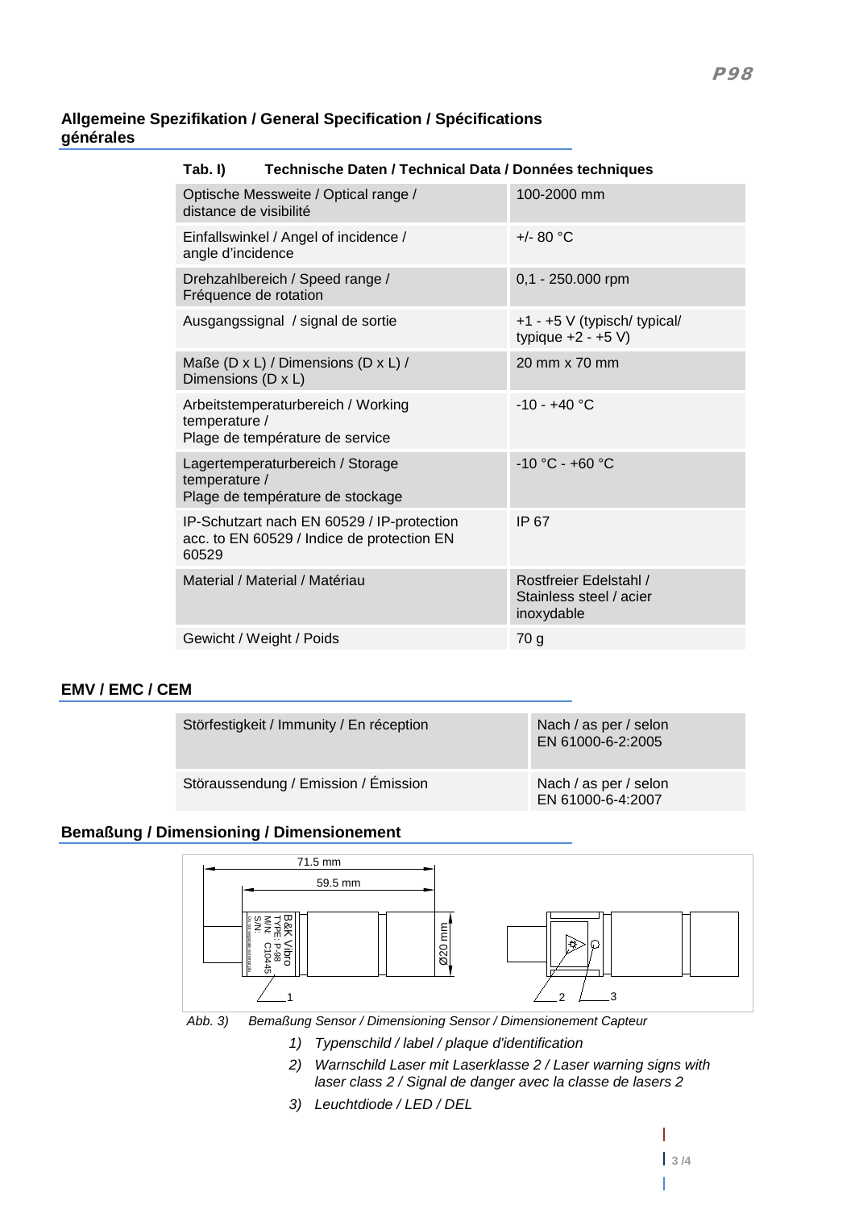## Allgemeine Spezifikation / General Specification / Spécifications générales

**Tab. I) Technische Daten / Technical Data / Données techniques**

| Parameter | Wert |
|---|---|
| Optische Messweite / Optical range / distance de visibilité | 100-2000 mm |
| Einfallswinkel / Angel of incidence / angle d'incidence | +/- 80 °C |
| Drehzahlbereich / Speed range / Fréquence de rotation | 0,1 - 250.000 rpm |
| Ausgangssignal / signal de sortie | +1 - +5 V (typisch/ typical/ typique +2 - +5 V) |
| Maße (D x L) / Dimensions (D x L) / Dimensions (D x L) | 20 mm x 70 mm |
| Arbeitstemperaturbereich / Working temperature / Plage de température de service | -10 - +40 °C |
| Lagertemperaturbereich / Storage temperature / Plage de température de stockage | -10 °C - +60 °C |
| IP-Schutzart nach EN 60529 / IP-protection acc. to EN 60529 / Indice de protection EN 60529 | IP 67 |
| Material / Material / Matériau | Rostfreier Edelstahl / Stainless steel / acier inoxydable |
| Gewicht / Weight / Poids | 70 g |

## EMV / EMC / CEM

| Parameter | Norm |
|---|---|
| Störfestigkeit / Immunity / En réception | Nach / as per / selon EN 61000-6-2:2005 |
| Störaussendung / Emission / Émission | Nach / as per / selon EN 61000-6-4:2007 |

## Bemaßung / Dimensioning / Dimensionement

71.5 mm
59.5 mm
Ø20 mm
B&K Vibro
TYPE: P-98
M/N: C10445
S/N:

*Abb. 3) Bemaßung Sensor / Dimensioning Sensor / Dimensionement Capteur*

1) *Typenschild / label / plaque d'identification*
2) *Warnschild Laser mit Laserklasse 2 / Laser warning signs with laser class 2 / Signal de danger avec la classe de lasers 2*
3) *Leuchtdiode / LED / DEL*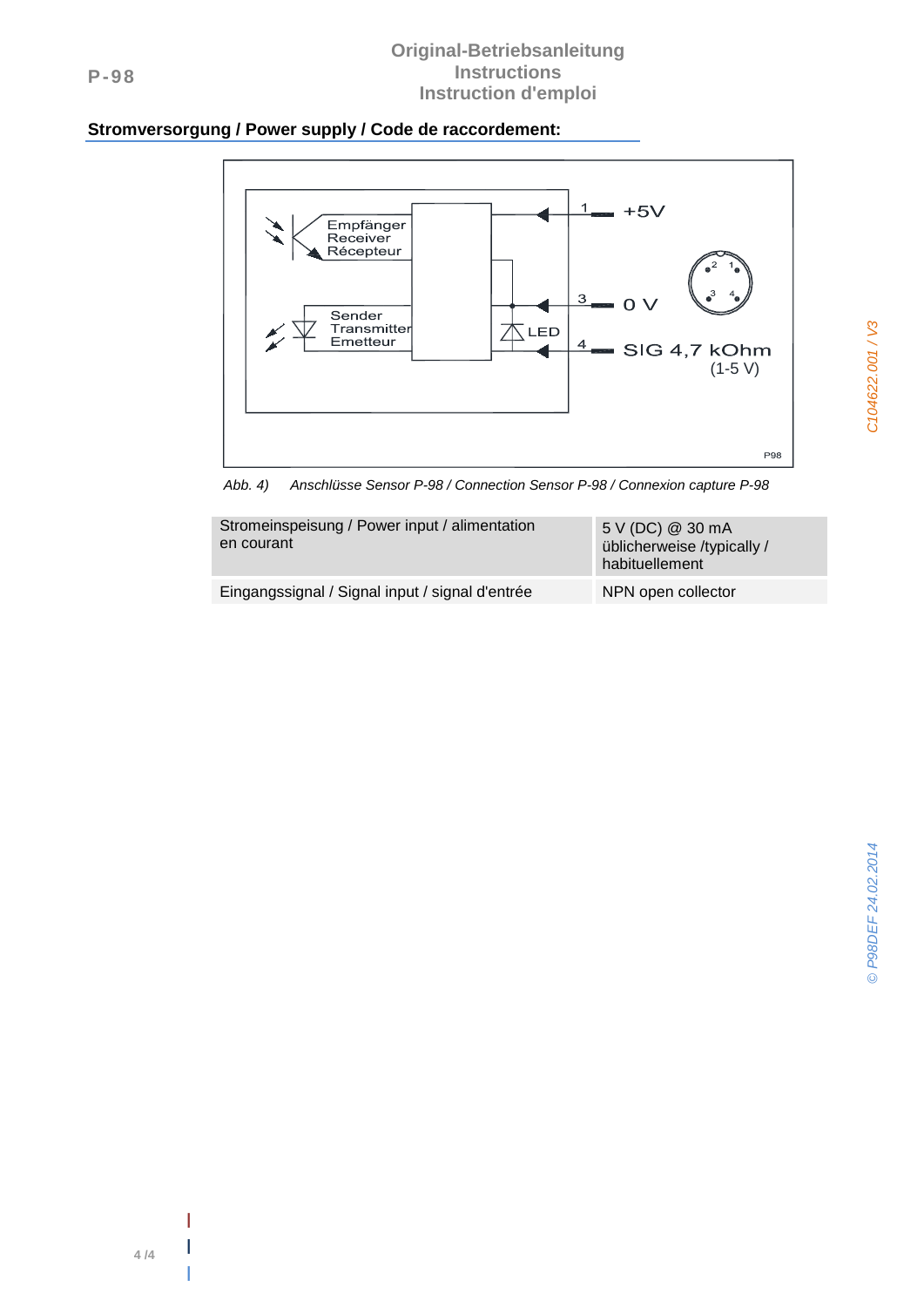## Stromversorgung / Power supply / Code de raccordement:

Empfänger
Receiver
Récepteur

Sender
Transmitter
Emetteur

LED

1 +5V

3 0 V

4 SIG 4,7 kOhm
(1-5 V)

2 1
3 4

P98

*Abb. 4) Anschlüsse Sensor P-98 / Connection Sensor P-98 / Connexion capture P-98*

| | |
|---|---|
| Stromeinspeisung / Power input / alimentation en courant | 5 V (DC) @ 30 mA üblicherweise /typically / habituellement |
| Eingangssignal / Signal input / signal d'entrée | NPN open collector |

C104622.001 / V3

© P98DEF 24.02.2014